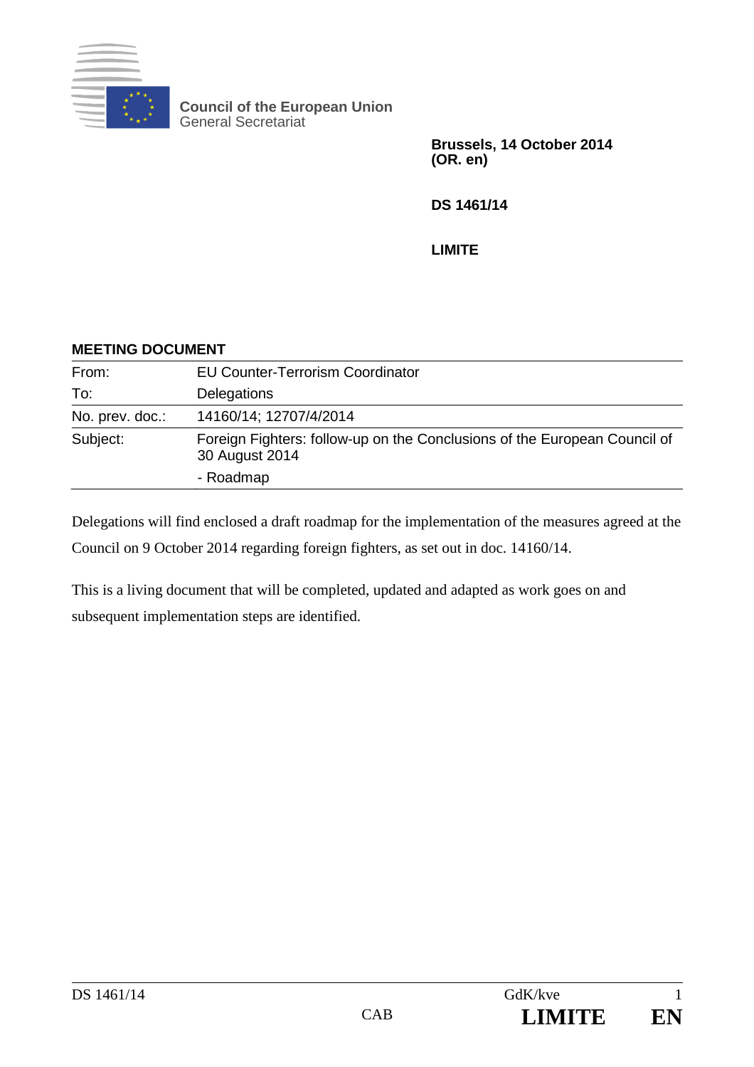**Council of the European Union**
General Secretariat

**Brussels, 14 October 2014**
**(OR. en)**

**DS 1461/14**

**LIMITE**

**MEETING DOCUMENT**

| | |
|---|---|
| From: | EU Counter-Terrorism Coordinator |
| To: | Delegations |
| No. prev. doc.: | 14160/14; 12707/4/2014 |
| Subject: | Foreign Fighters: follow-up on the Conclusions of the European Council of 30 August 2014<br>- Roadmap |

Delegations will find enclosed a draft roadmap for the implementation of the measures agreed at the Council on 9 October 2014 regarding foreign fighters, as set out in doc. 14160/14.

This is a living document that will be completed, updated and adapted as work goes on and subsequent implementation steps are identified.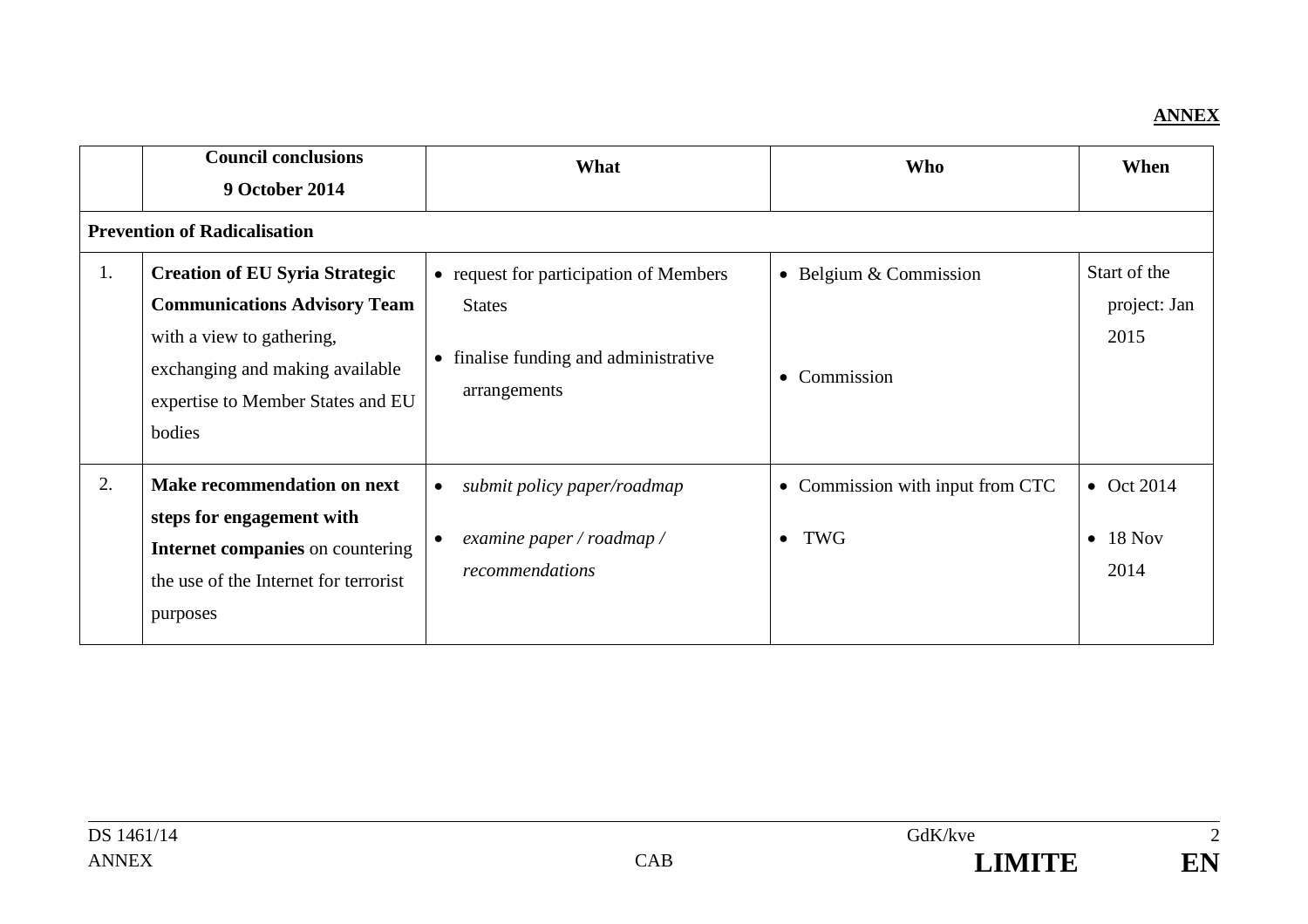**ANNEX**

| | **Council conclusions 9 October 2014** | **What** | **Who** | **When** |
|---|---|---|---|---|
| **Prevention of Radicalisation** | | | | |
| 1. | **Creation of EU Syria Strategic Communications Advisory Team** with a view to gathering, exchanging and making available expertise to Member States and EU bodies | • request for participation of Members States<br>• finalise funding and administrative arrangements | • Belgium & Commission<br>• Commission | Start of the project: Jan 2015 |
| 2. | **Make recommendation on next steps for engagement with Internet companies** on countering the use of the Internet for terrorist purposes | • *submit policy paper/roadmap*<br>• *examine paper / roadmap / recommendations* | • Commission with input from CTC<br>• TWG | • Oct 2014<br>• 18 Nov 2014 |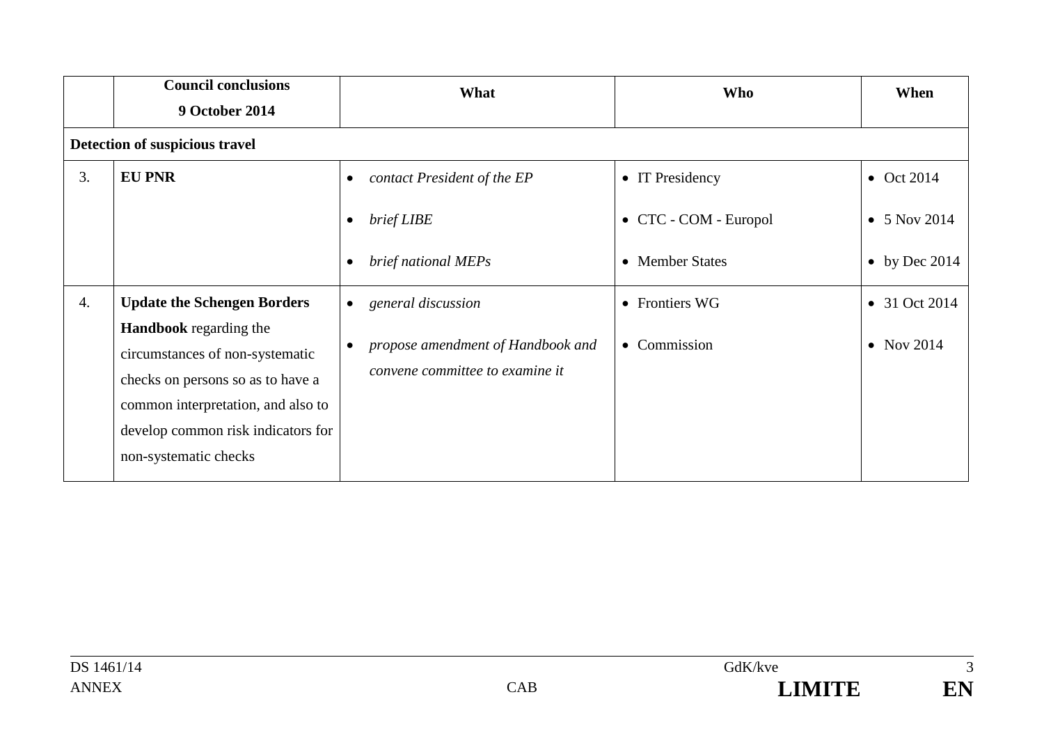|  | **Council conclusions 9 October 2014** | **What** | **Who** | **When** |
|---|---|---|---|---|
| **Detection of suspicious travel** | | | | |
| 3. | **EU PNR** | • *contact President of the EP*<br>• *brief LIBE*<br>• *brief national MEPs* | • IT Presidency<br>• CTC - COM - Europol<br>• Member States | • Oct 2014<br>• 5 Nov 2014<br>• by Dec 2014 |
| 4. | **Update the Schengen Borders Handbook** regarding the circumstances of non-systematic checks on persons so as to have a common interpretation, and also to develop common risk indicators for non-systematic checks | • *general discussion*<br>• *propose amendment of Handbook and convene committee to examine it* | • Frontiers WG<br>• Commission | • 31 Oct 2014<br>• Nov 2014 |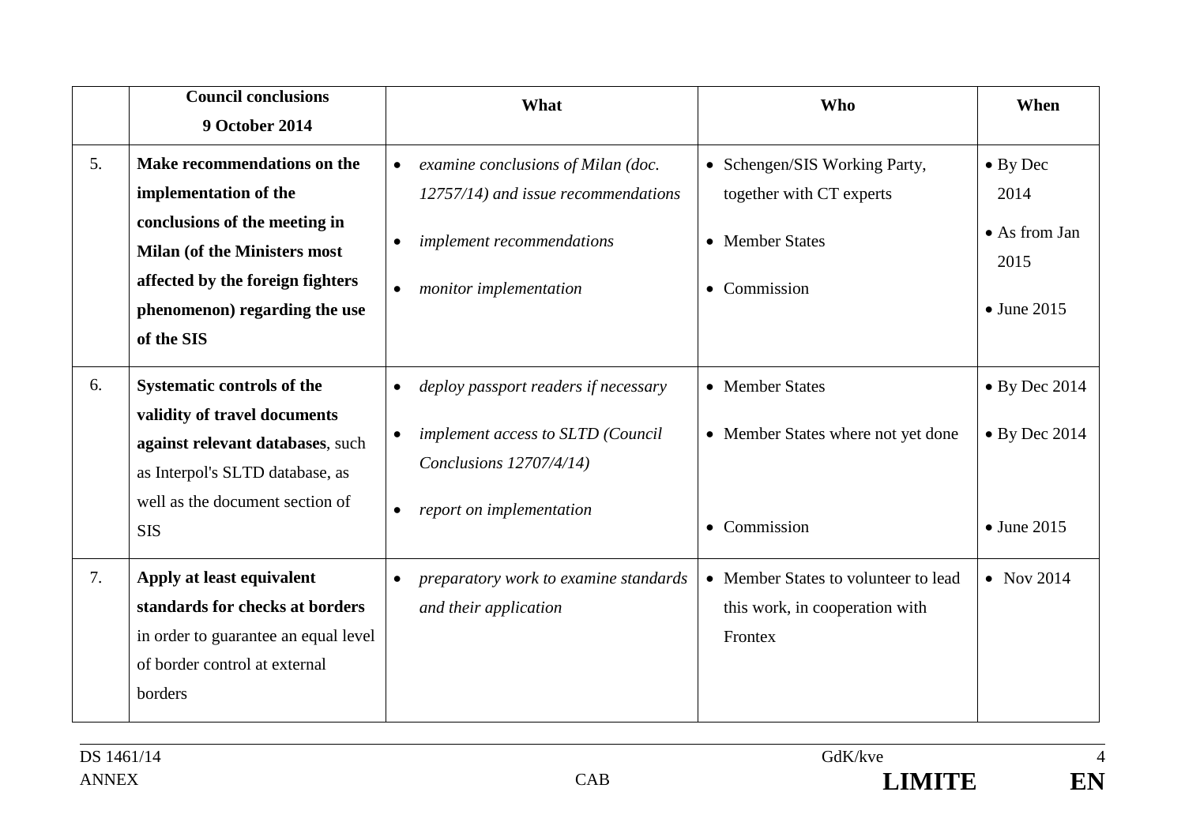| | **Council conclusions 9 October 2014** | **What** | **Who** | **When** |
|---|---|---|---|---|
| 5. | **Make recommendations on the implementation of the conclusions of the meeting in Milan (of the Ministers most affected by the foreign fighters phenomenon) regarding the use of the SIS** | • *examine conclusions of Milan (doc. 12757/14) and issue recommendations*<br>• *implement recommendations*<br>• *monitor implementation* | • Schengen/SIS Working Party, together with CT experts<br>• Member States<br>• Commission | • By Dec 2014<br>• As from Jan 2015<br>• June 2015 |
| 6. | **Systematic controls of the validity of travel documents against relevant databases**, such as Interpol's SLTD database, as well as the document section of SIS | • *deploy passport readers if necessary*<br>• *implement access to SLTD (Council Conclusions 12707/4/14)*<br>• *report on implementation* | • Member States<br>• Member States where not yet done<br>• Commission | • By Dec 2014<br>• By Dec 2014<br>• June 2015 |
| 7. | **Apply at least equivalent standards for checks at borders** in order to guarantee an equal level of border control at external borders | • *preparatory work to examine standards and their application* | • Member States to volunteer to lead this work, in cooperation with Frontex | • Nov 2014 |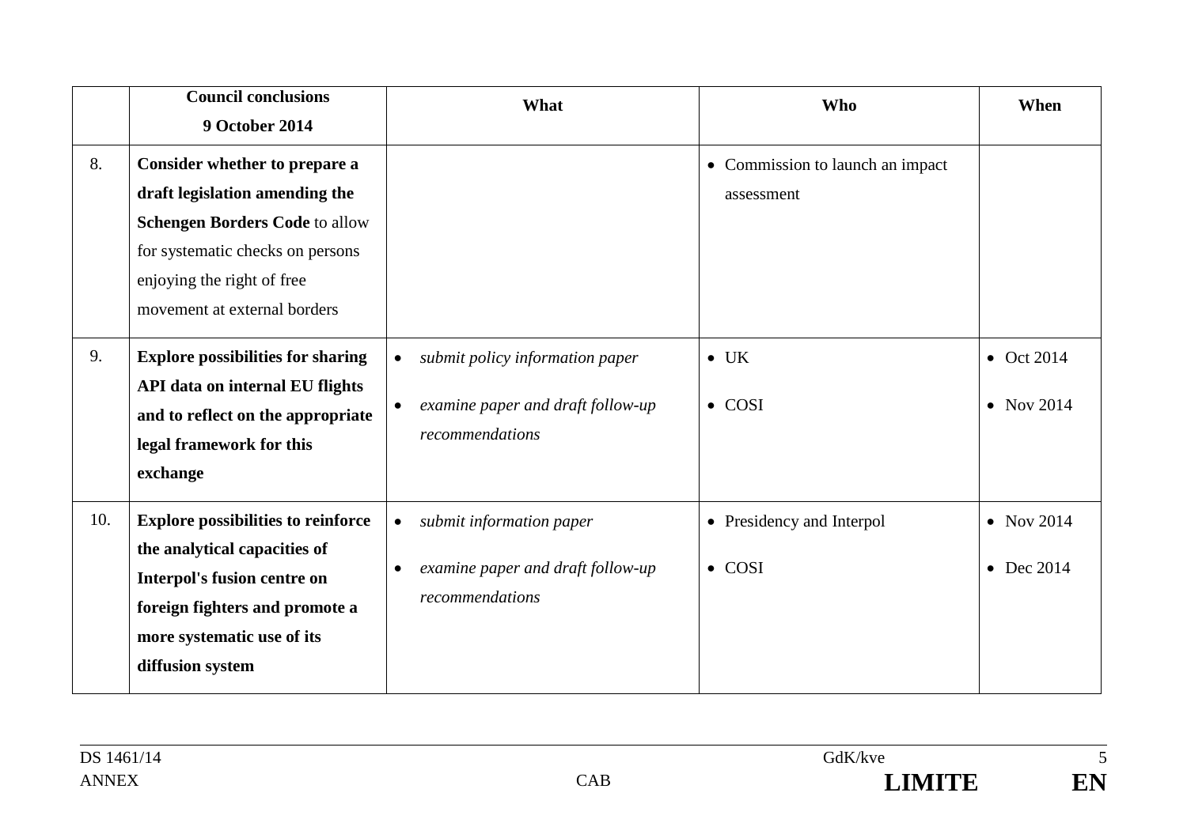| | **Council conclusions 9 October 2014** | **What** | **Who** | **When** |
|---|---|---|---|---|
| 8. | **Consider whether to prepare a draft legislation amending the Schengen Borders Code** to allow for systematic checks on persons enjoying the right of free movement at external borders | | • Commission to launch an impact assessment | |
| 9. | **Explore possibilities for sharing API data on internal EU flights and to reflect on the appropriate legal framework for this exchange** | • *submit policy information paper*<br>• *examine paper and draft follow-up recommendations* | • UK<br>• COSI | • Oct 2014<br>• Nov 2014 |
| 10. | **Explore possibilities to reinforce the analytical capacities of Interpol's fusion centre on foreign fighters and promote a more systematic use of its diffusion system** | • *submit information paper*<br>• *examine paper and draft follow-up recommendations* | • Presidency and Interpol<br>• COSI | • Nov 2014<br>• Dec 2014 |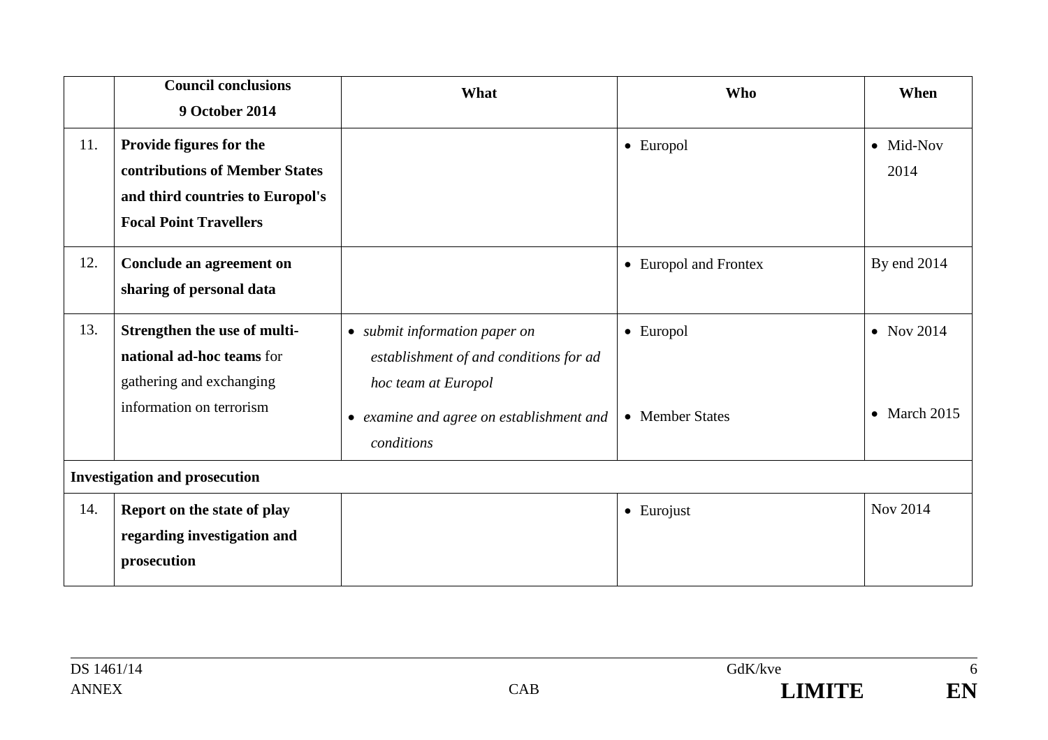| | Council conclusions 9 October 2014 | What | Who | When |
|---|---|---|---|---|
| 11. | **Provide figures for the contributions of Member States and third countries to Europol's Focal Point Travellers** | | • Europol | • Mid-Nov 2014 |
| 12. | **Conclude an agreement on sharing of personal data** | | • Europol and Frontex | By end 2014 |
| 13. | **Strengthen the use of multi-national ad-hoc teams** for gathering and exchanging information on terrorism | • *submit information paper on establishment of and conditions for ad hoc team at Europol*<br>• *examine and agree on establishment and conditions* | • Europol<br>• Member States | • Nov 2014<br>• March 2015 |
| **Investigation and prosecution** | | | | |
| 14. | **Report on the state of play regarding investigation and prosecution** | | • Eurojust | Nov 2014 |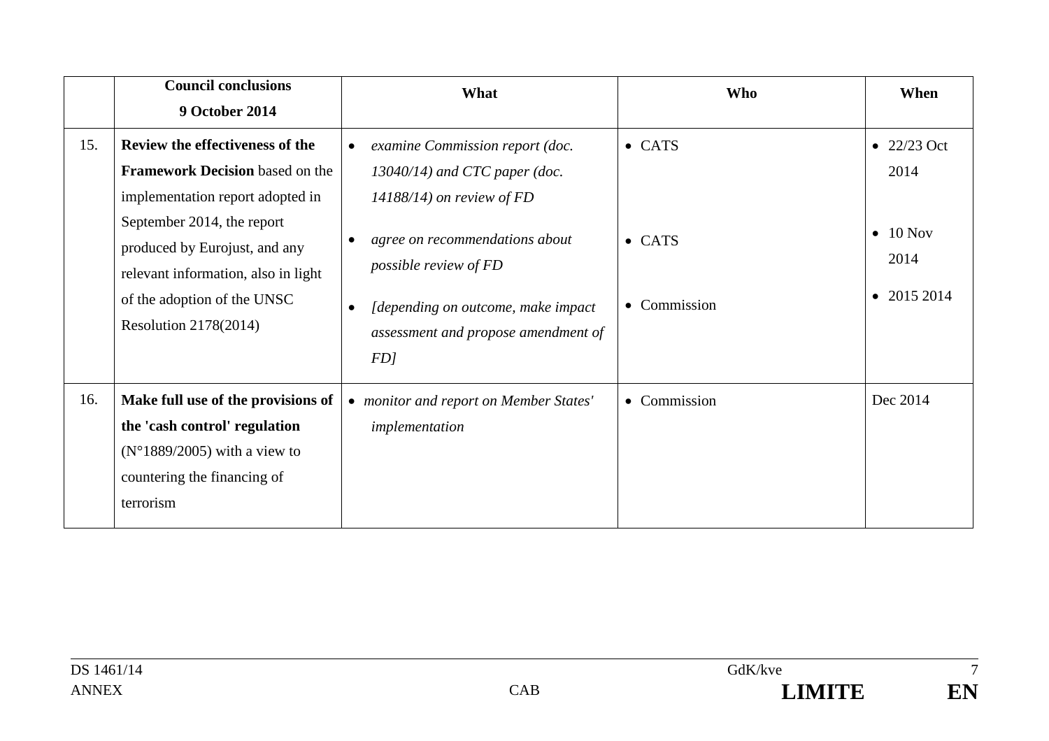| | **Council conclusions 9 October 2014** | **What** | **Who** | **When** |
|---|---|---|---|---|
| 15. | **Review the effectiveness of the Framework Decision** based on the implementation report adopted in September 2014, the report produced by Eurojust, and any relevant information, also in light of the adoption of the UNSC Resolution 2178(2014) | • *examine Commission report (doc. 13040/14) and CTC paper (doc. 14188/14) on review of FD*<br>• *agree on recommendations about possible review of FD*<br>• *[depending on outcome, make impact assessment and propose amendment of FD]* | • CATS<br>• CATS<br>• Commission | • 22/23 Oct 2014<br>• 10 Nov 2014<br>• 2015 2014 |
| 16. | **Make full use of the provisions of the 'cash control' regulation** (N°1889/2005) with a view to countering the financing of terrorism | • *monitor and report on Member States' implementation* | • Commission | Dec 2014 |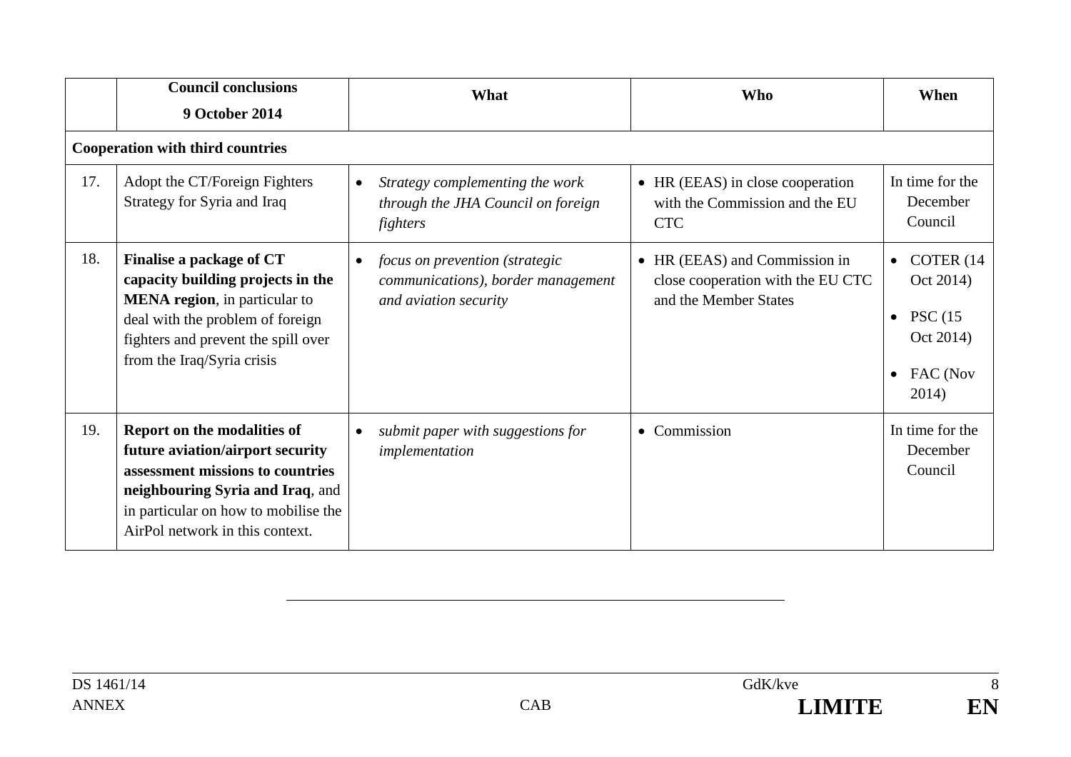| | Council conclusions 9 October 2014 | What | Who | When |
|---|---|---|---|---|
| **Cooperation with third countries** | | | | |
| 17. | Adopt the CT/Foreign Fighters Strategy for Syria and Iraq | • *Strategy complementing the work through the JHA Council on foreign fighters* | • HR (EEAS) in close cooperation with the Commission and the EU CTC | In time for the December Council |
| 18. | **Finalise a package of CT capacity building projects in the MENA region**, in particular to deal with the problem of foreign fighters and prevent the spill over from the Iraq/Syria crisis | • *focus on prevention (strategic communications), border management and aviation security* | • HR (EEAS) and Commission in close cooperation with the EU CTC and the Member States | • COTER (14 Oct 2014)<br>• PSC (15 Oct 2014)<br>• FAC (Nov 2014) |
| 19. | **Report on the modalities of future aviation/airport security assessment missions to countries neighbouring Syria and Iraq**, and in particular on how to mobilise the AirPol network in this context. | • *submit paper with suggestions for implementation* | • Commission | In time for the December Council |